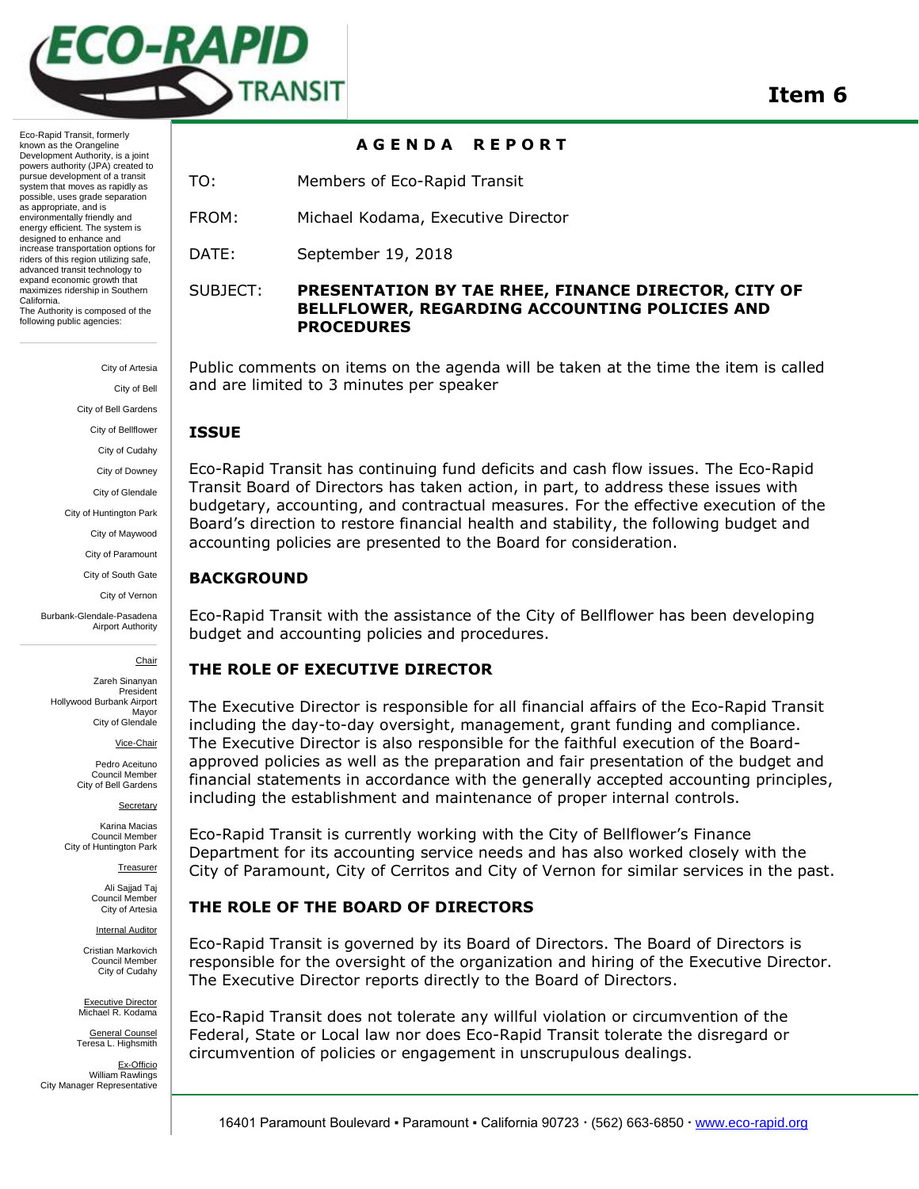# Item 6

Eco-Rapid Transit, formerly known as the Orangeline Development Authority, is a joint powers authority (JPA) created to pursue development of a transit system that moves as rapidly as possible, uses grade separation as appropriate, and is environmentally friendly and energy efficient. The system is designed to enhance and increase transportation options for riders of this region utilizing safe, advanced transit technology to expand economic growth that maximizes ridership in Southern California.
The Authority is composed of the following public agencies:

City of Artesia
City of Bell
City of Bell Gardens
City of Bellflower
City of Cudahy
City of Downey
City of Glendale
City of Huntington Park
City of Maywood
City of Paramount
City of South Gate
City of Vernon
Burbank-Glendale-Pasadena Airport Authority

Chair
Zareh Sinanyan
President
Hollywood Burbank Airport
Mayor
City of Glendale

Vice-Chair
Pedro Aceituno
Council Member
City of Bell Gardens

Secretary
Karina Macias
Council Member
City of Huntington Park

Treasurer
Ali Sajjad Taj
Council Member
City of Artesia

Internal Auditor
Cristian Markovich
Council Member
City of Cudahy

Executive Director
Michael R. Kodama

General Counsel
Teresa L. Highsmith

Ex-Officio
William Rawlings
City Manager Representative

## AGENDA REPORT

TO: Members of Eco-Rapid Transit

FROM: Michael Kodama, Executive Director

DATE: September 19, 2018

SUBJECT: **PRESENTATION BY TAE RHEE, FINANCE DIRECTOR, CITY OF BELLFLOWER, REGARDING ACCOUNTING POLICIES AND PROCEDURES**

Public comments on items on the agenda will be taken at the time the item is called and are limited to 3 minutes per speaker

### ISSUE

Eco-Rapid Transit has continuing fund deficits and cash flow issues. The Eco-Rapid Transit Board of Directors has taken action, in part, to address these issues with budgetary, accounting, and contractual measures. For the effective execution of the Board's direction to restore financial health and stability, the following budget and accounting policies are presented to the Board for consideration.

### BACKGROUND

Eco-Rapid Transit with the assistance of the City of Bellflower has been developing budget and accounting policies and procedures.

### THE ROLE OF EXECUTIVE DIRECTOR

The Executive Director is responsible for all financial affairs of the Eco-Rapid Transit including the day-to-day oversight, management, grant funding and compliance. The Executive Director is also responsible for the faithful execution of the Board-approved policies as well as the preparation and fair presentation of the budget and financial statements in accordance with the generally accepted accounting principles, including the establishment and maintenance of proper internal controls.

Eco-Rapid Transit is currently working with the City of Bellflower's Finance Department for its accounting service needs and has also worked closely with the City of Paramount, City of Cerritos and City of Vernon for similar services in the past.

### THE ROLE OF THE BOARD OF DIRECTORS

Eco-Rapid Transit is governed by its Board of Directors. The Board of Directors is responsible for the oversight of the organization and hiring of the Executive Director. The Executive Director reports directly to the Board of Directors.

Eco-Rapid Transit does not tolerate any willful violation or circumvention of the Federal, State or Local law nor does Eco-Rapid Transit tolerate the disregard or circumvention of policies or engagement in unscrupulous dealings.

16401 Paramount Boulevard ▪ Paramount ▪ California 90723 · (562) 663-6850 · www.eco-rapid.org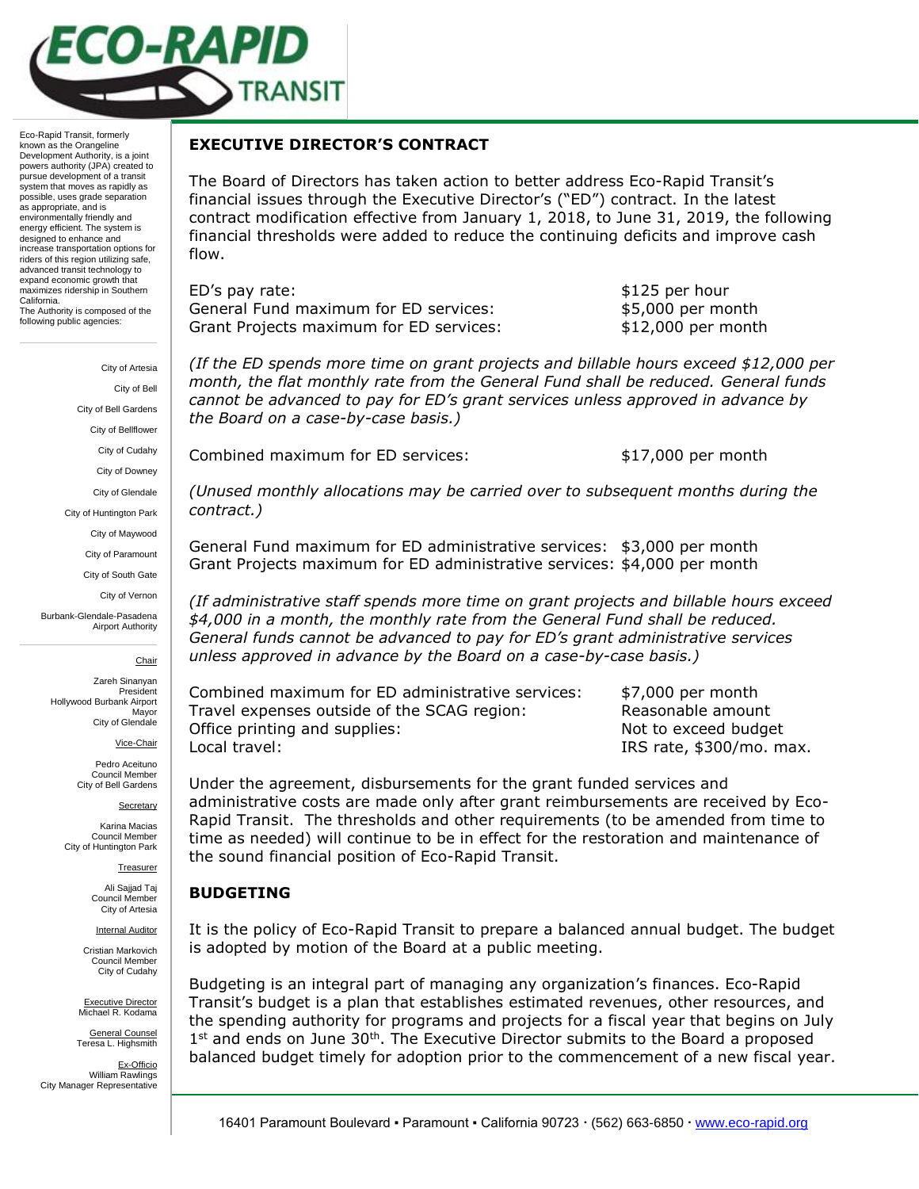## EXECUTIVE DIRECTOR'S CONTRACT

The Board of Directors has taken action to better address Eco-Rapid Transit's financial issues through the Executive Director's ("ED") contract. In the latest contract modification effective from January 1, 2018, to June 31, 2019, the following financial thresholds were added to reduce the continuing deficits and improve cash flow.

| | |
|---|---|
| ED's pay rate: | \$125 per hour |
| General Fund maximum for ED services: | \$5,000 per month |
| Grant Projects maximum for ED services: | \$12,000 per month |

*(If the ED spends more time on grant projects and billable hours exceed \$12,000 per month, the flat monthly rate from the General Fund shall be reduced. General funds cannot be advanced to pay for ED's grant services unless approved in advance by the Board on a case-by-case basis.)*

| | |
|---|---|
| Combined maximum for ED services: | \$17,000 per month |

*(Unused monthly allocations may be carried over to subsequent months during the contract.)*

| | |
|---|---|
| General Fund maximum for ED administrative services: | \$3,000 per month |
| Grant Projects maximum for ED administrative services: | \$4,000 per month |

*(If administrative staff spends more time on grant projects and billable hours exceed \$4,000 in a month, the monthly rate from the General Fund shall be reduced. General funds cannot be advanced to pay for ED's grant administrative services unless approved in advance by the Board on a case-by-case basis.)*

| | |
|---|---|
| Combined maximum for ED administrative services: | \$7,000 per month |
| Travel expenses outside of the SCAG region: | Reasonable amount |
| Office printing and supplies: | Not to exceed budget |
| Local travel: | IRS rate, \$300/mo. max. |

Under the agreement, disbursements for the grant funded services and administrative costs are made only after grant reimbursements are received by Eco-Rapid Transit. The thresholds and other requirements (to be amended from time to time as needed) will continue to be in effect for the restoration and maintenance of the sound financial position of Eco-Rapid Transit.

## BUDGETING

It is the policy of Eco-Rapid Transit to prepare a balanced annual budget. The budget is adopted by motion of the Board at a public meeting.

Budgeting is an integral part of managing any organization's finances. Eco-Rapid Transit's budget is a plan that establishes estimated revenues, other resources, and the spending authority for programs and projects for a fiscal year that begins on July 1st and ends on June 30th. The Executive Director submits to the Board a proposed balanced budget timely for adoption prior to the commencement of a new fiscal year.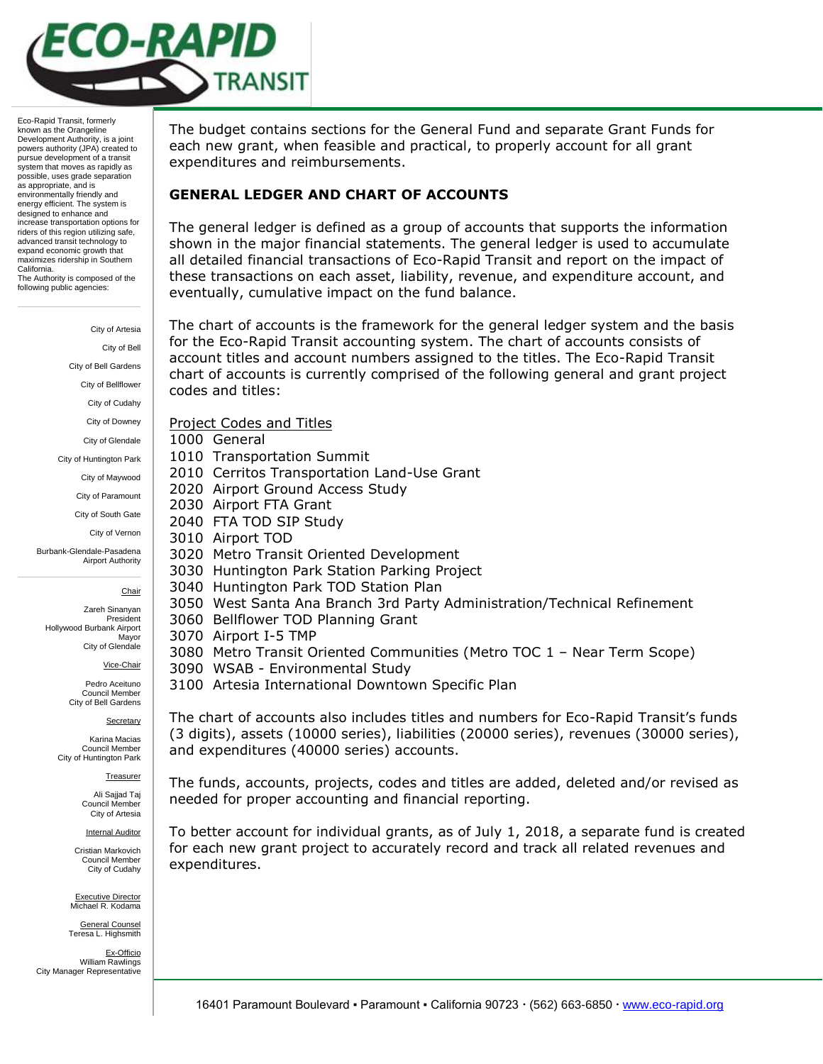The budget contains sections for the General Fund and separate Grant Funds for each new grant, when feasible and practical, to properly account for all grant expenditures and reimbursements.

## GENERAL LEDGER AND CHART OF ACCOUNTS

The general ledger is defined as a group of accounts that supports the information shown in the major financial statements. The general ledger is used to accumulate all detailed financial transactions of Eco-Rapid Transit and report on the impact of these transactions on each asset, liability, revenue, and expenditure account, and eventually, cumulative impact on the fund balance.

The chart of accounts is the framework for the general ledger system and the basis for the Eco-Rapid Transit accounting system. The chart of accounts consists of account titles and account numbers assigned to the titles. The Eco-Rapid Transit chart of accounts is currently comprised of the following general and grant project codes and titles:

Project Codes and Titles

1000 General
1010 Transportation Summit
2010 Cerritos Transportation Land-Use Grant
2020 Airport Ground Access Study
2030 Airport FTA Grant
2040 FTA TOD SIP Study
3010 Airport TOD
3020 Metro Transit Oriented Development
3030 Huntington Park Station Parking Project
3040 Huntington Park TOD Station Plan
3050 West Santa Ana Branch 3rd Party Administration/Technical Refinement
3060 Bellflower TOD Planning Grant
3070 Airport I-5 TMP
3080 Metro Transit Oriented Communities (Metro TOC 1 – Near Term Scope)
3090 WSAB - Environmental Study
3100 Artesia International Downtown Specific Plan

The chart of accounts also includes titles and numbers for Eco-Rapid Transit's funds (3 digits), assets (10000 series), liabilities (20000 series), revenues (30000 series), and expenditures (40000 series) accounts.

The funds, accounts, projects, codes and titles are added, deleted and/or revised as needed for proper accounting and financial reporting.

To better account for individual grants, as of July 1, 2018, a separate fund is created for each new grant project to accurately record and track all related revenues and expenditures.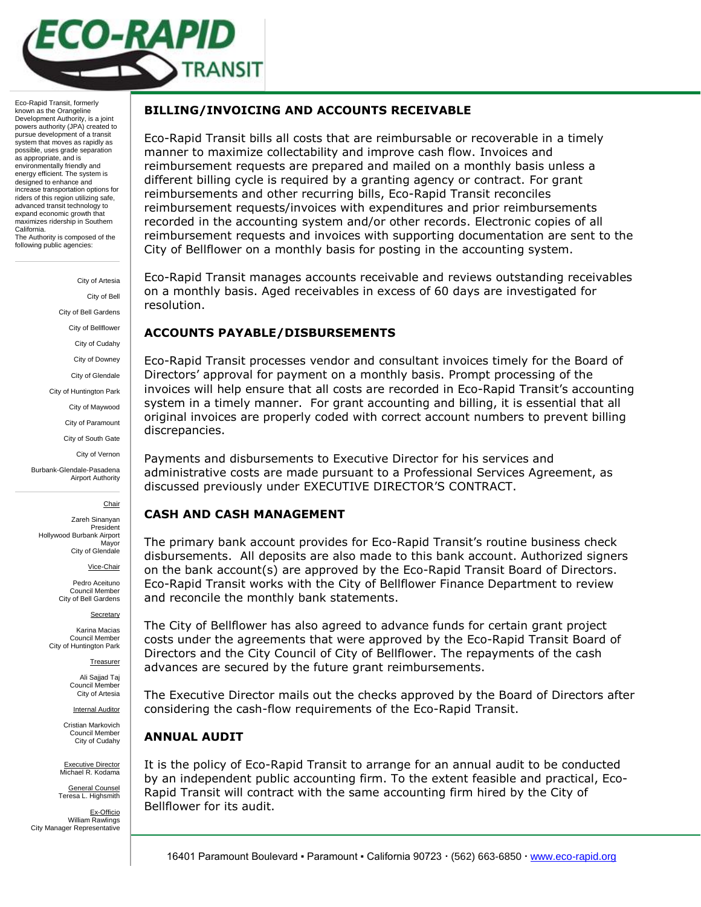Eco-Rapid Transit, formerly known as the Orangeline Development Authority, is a joint powers authority (JPA) created to pursue development of a transit system that moves as rapidly as possible, uses grade separation as appropriate, and is environmentally friendly and energy efficient. The system is designed to enhance and increase transportation options for riders of this region utilizing safe, advanced transit technology to expand economic growth that maximizes ridership in Southern California.
The Authority is composed of the following public agencies:

City of Artesia
City of Bell
City of Bell Gardens
City of Bellflower
City of Cudahy
City of Downey
City of Glendale
City of Huntington Park
City of Maywood
City of Paramount
City of South Gate
City of Vernon
Burbank-Glendale-Pasadena Airport Authority

Chair
Zareh Sinanyan
President
Hollywood Burbank Airport
Mayor
City of Glendale

Vice-Chair
Pedro Aceituno
Council Member
City of Bell Gardens

Secretary
Karina Macias
Council Member
City of Huntington Park

Treasurer
Ali Sajjad Taj
Council Member
City of Artesia

Internal Auditor
Cristian Markovich
Council Member
City of Cudahy

Executive Director
Michael R. Kodama

General Counsel
Teresa L. Highsmith

Ex-Officio
William Rawlings
City Manager Representative

## BILLING/INVOICING AND ACCOUNTS RECEIVABLE

Eco-Rapid Transit bills all costs that are reimbursable or recoverable in a timely manner to maximize collectability and improve cash flow. Invoices and reimbursement requests are prepared and mailed on a monthly basis unless a different billing cycle is required by a granting agency or contract. For grant reimbursements and other recurring bills, Eco-Rapid Transit reconciles reimbursement requests/invoices with expenditures and prior reimbursements recorded in the accounting system and/or other records. Electronic copies of all reimbursement requests and invoices with supporting documentation are sent to the City of Bellflower on a monthly basis for posting in the accounting system.

Eco-Rapid Transit manages accounts receivable and reviews outstanding receivables on a monthly basis. Aged receivables in excess of 60 days are investigated for resolution.

## ACCOUNTS PAYABLE/DISBURSEMENTS

Eco-Rapid Transit processes vendor and consultant invoices timely for the Board of Directors' approval for payment on a monthly basis. Prompt processing of the invoices will help ensure that all costs are recorded in Eco-Rapid Transit's accounting system in a timely manner. For grant accounting and billing, it is essential that all original invoices are properly coded with correct account numbers to prevent billing discrepancies.

Payments and disbursements to Executive Director for his services and administrative costs are made pursuant to a Professional Services Agreement, as discussed previously under EXECUTIVE DIRECTOR'S CONTRACT.

## CASH AND CASH MANAGEMENT

The primary bank account provides for Eco-Rapid Transit's routine business check disbursements. All deposits are also made to this bank account. Authorized signers on the bank account(s) are approved by the Eco-Rapid Transit Board of Directors. Eco-Rapid Transit works with the City of Bellflower Finance Department to review and reconcile the monthly bank statements.

The City of Bellflower has also agreed to advance funds for certain grant project costs under the agreements that were approved by the Eco-Rapid Transit Board of Directors and the City Council of City of Bellflower. The repayments of the cash advances are secured by the future grant reimbursements.

The Executive Director mails out the checks approved by the Board of Directors after considering the cash-flow requirements of the Eco-Rapid Transit.

## ANNUAL AUDIT

It is the policy of Eco-Rapid Transit to arrange for an annual audit to be conducted by an independent public accounting firm. To the extent feasible and practical, Eco-Rapid Transit will contract with the same accounting firm hired by the City of Bellflower for its audit.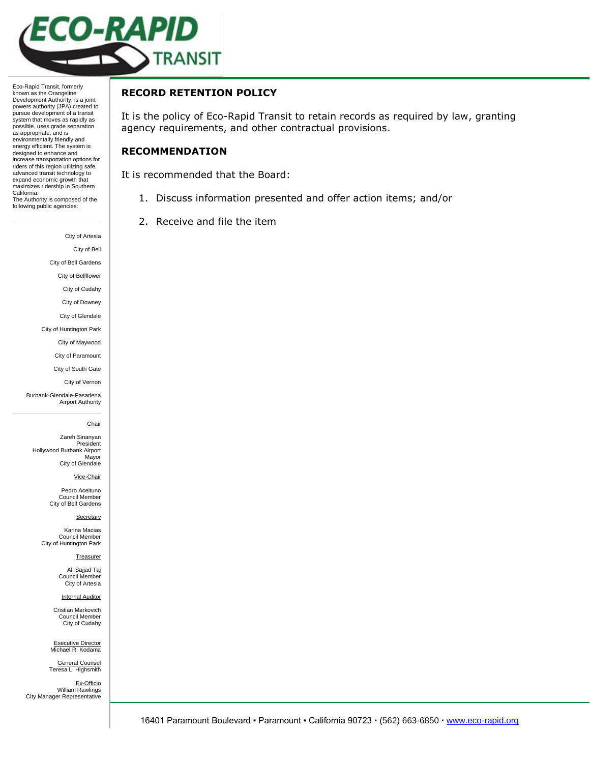Eco-Rapid Transit, formerly known as the Orangeline Development Authority, is a joint powers authority (JPA) created to pursue development of a transit system that moves as rapidly as possible, uses grade separation as appropriate, and is environmentally friendly and energy efficient. The system is designed to enhance and increase transportation options for riders of this region utilizing safe, advanced transit technology to expand economic growth that maximizes ridership in Southern California.
The Authority is composed of the following public agencies:

City of Artesia
City of Bell
City of Bell Gardens
City of Bellflower
City of Cudahy
City of Downey
City of Glendale
City of Huntington Park
City of Maywood
City of Paramount
City of South Gate
City of Vernon
Burbank-Glendale-Pasadena Airport Authority

Chair
Zareh Sinanyan
President
Hollywood Burbank Airport
Mayor
City of Glendale

Vice-Chair
Pedro Aceituno
Council Member
City of Bell Gardens

Secretary
Karina Macias
Council Member
City of Huntington Park

Treasurer
Ali Sajjad Taj
Council Member
City of Artesia

Internal Auditor
Cristian Markovich
Council Member
City of Cudahy

Executive Director
Michael R. Kodama

General Counsel
Teresa L. Highsmith

Ex-Officio
William Rawlings
City Manager Representative

## RECORD RETENTION POLICY

It is the policy of Eco-Rapid Transit to retain records as required by law, granting agency requirements, and other contractual provisions.

## RECOMMENDATION

It is recommended that the Board:

1. Discuss information presented and offer action items; and/or
2. Receive and file the item

16401 Paramount Boulevard ▪ Paramount ▪ California 90723 · (562) 663-6850 · www.eco-rapid.org